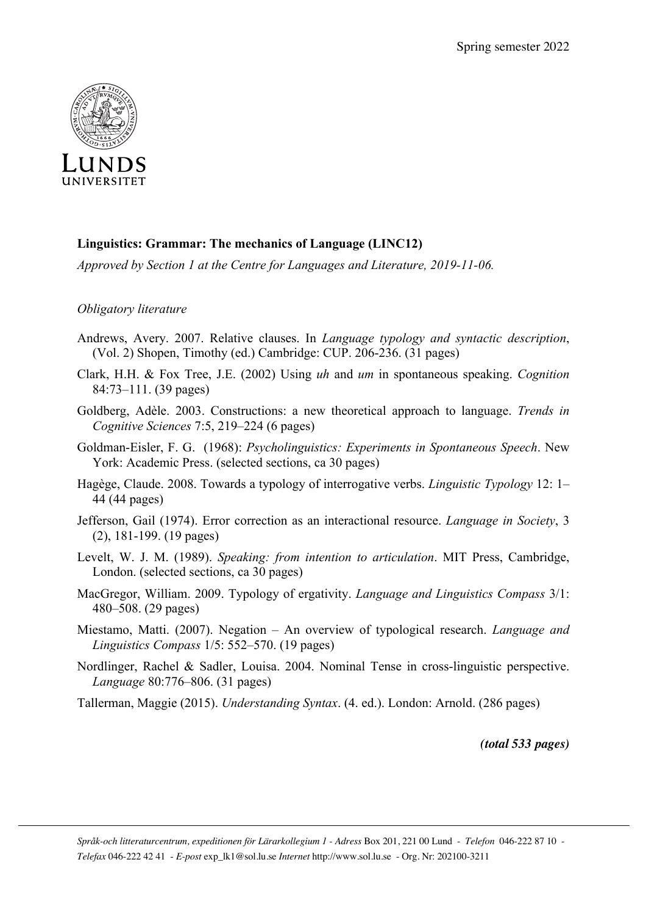Spring semester 2022

LUNDS UNIVERSITET

**Linguistics: Grammar: The mechanics of Language (LINC12)**

*Approved by Section 1 at the Centre for Languages and Literature, 2019-11-06.*

*Obligatory literature*

Andrews, Avery. 2007. Relative clauses. In *Language typology and syntactic description*, (Vol. 2) Shopen, Timothy (ed.) Cambridge: CUP. 206-236. (31 pages)

Clark, H.H. & Fox Tree, J.E. (2002) Using *uh* and *um* in spontaneous speaking. *Cognition* 84:73–111. (39 pages)

Goldberg, Adèle. 2003. Constructions: a new theoretical approach to language. *Trends in Cognitive Sciences* 7:5, 219–224 (6 pages)

Goldman-Eisler, F. G. (1968): *Psycholinguistics: Experiments in Spontaneous Speech*. New York: Academic Press. (selected sections, ca 30 pages)

Hagège, Claude. 2008. Towards a typology of interrogative verbs. *Linguistic Typology* 12: 1–44 (44 pages)

Jefferson, Gail (1974). Error correction as an interactional resource. *Language in Society*, 3 (2), 181-199. (19 pages)

Levelt, W. J. M. (1989). *Speaking: from intention to articulation*. MIT Press, Cambridge, London. (selected sections, ca 30 pages)

MacGregor, William. 2009. Typology of ergativity. *Language and Linguistics Compass* 3/1: 480–508. (29 pages)

Miestamo, Matti. (2007). Negation – An overview of typological research. *Language and Linguistics Compass* 1/5: 552–570. (19 pages)

Nordlinger, Rachel & Sadler, Louisa. 2004. Nominal Tense in cross-linguistic perspective. *Language* 80:776–806. (31 pages)

Tallerman, Maggie (2015). *Understanding Syntax*. (4. ed.). London: Arnold. (286 pages)

***(total 533 pages)***

*Språk-och litteraturcentrum, expeditionen för Lärarkollegium 1 - Adress* Box 201, 221 00 Lund - *Telefon* 046-222 87 10 - *Telefax* 046-222 42 41 - *E-post* exp_lk1@sol.lu.se *Internet* http://www.sol.lu.se - Org. Nr: 202100-3211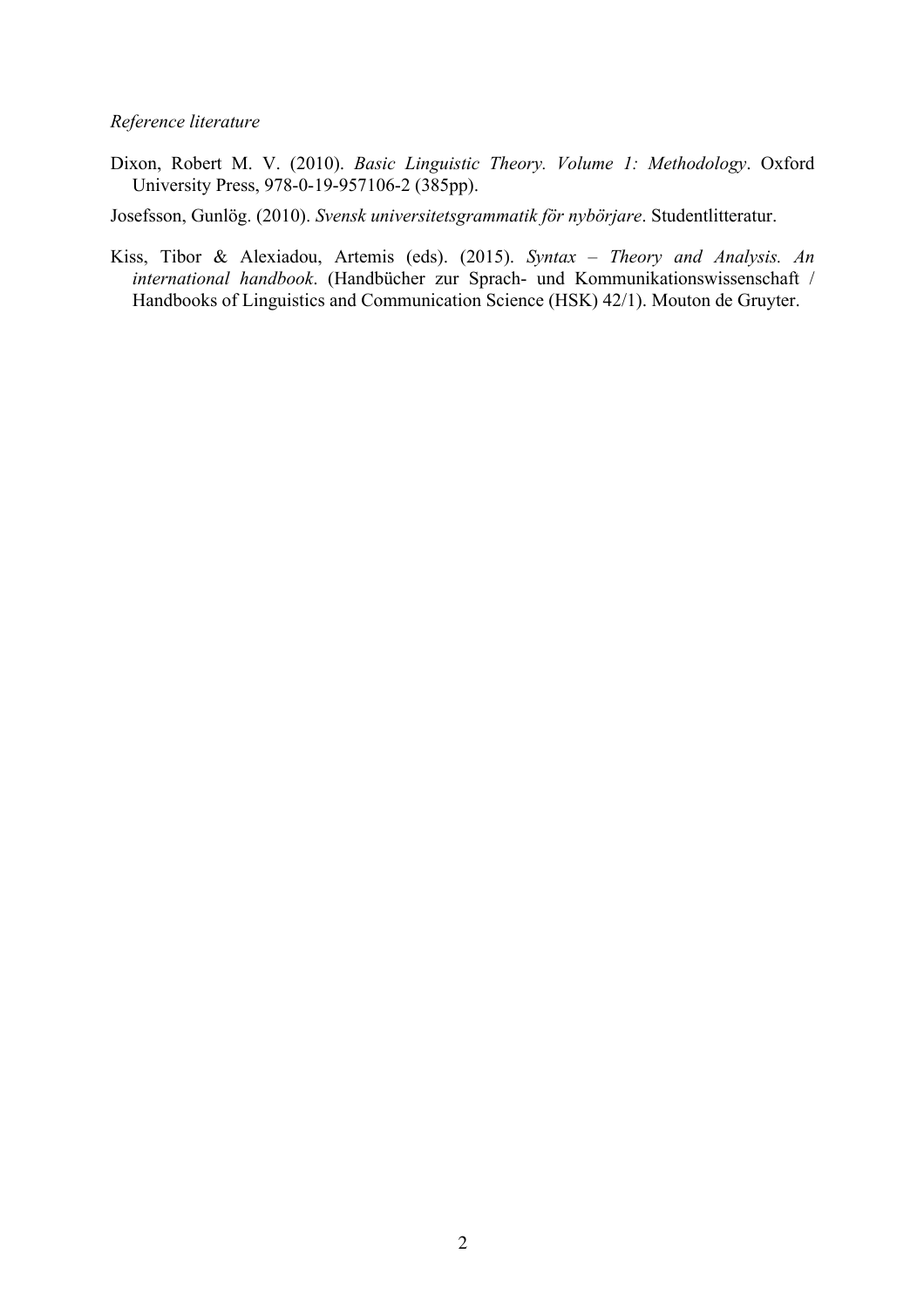*Reference literature*

Dixon, Robert M. V. (2010). *Basic Linguistic Theory. Volume 1: Methodology*. Oxford University Press, 978-0-19-957106-2 (385pp).

Josefsson, Gunlög. (2010). *Svensk universitetsgrammatik för nybörjare*. Studentlitteratur.

Kiss, Tibor & Alexiadou, Artemis (eds). (2015). *Syntax – Theory and Analysis. An international handbook*. (Handbücher zur Sprach- und Kommunikationswissenschaft / Handbooks of Linguistics and Communication Science (HSK) 42/1). Mouton de Gruyter.